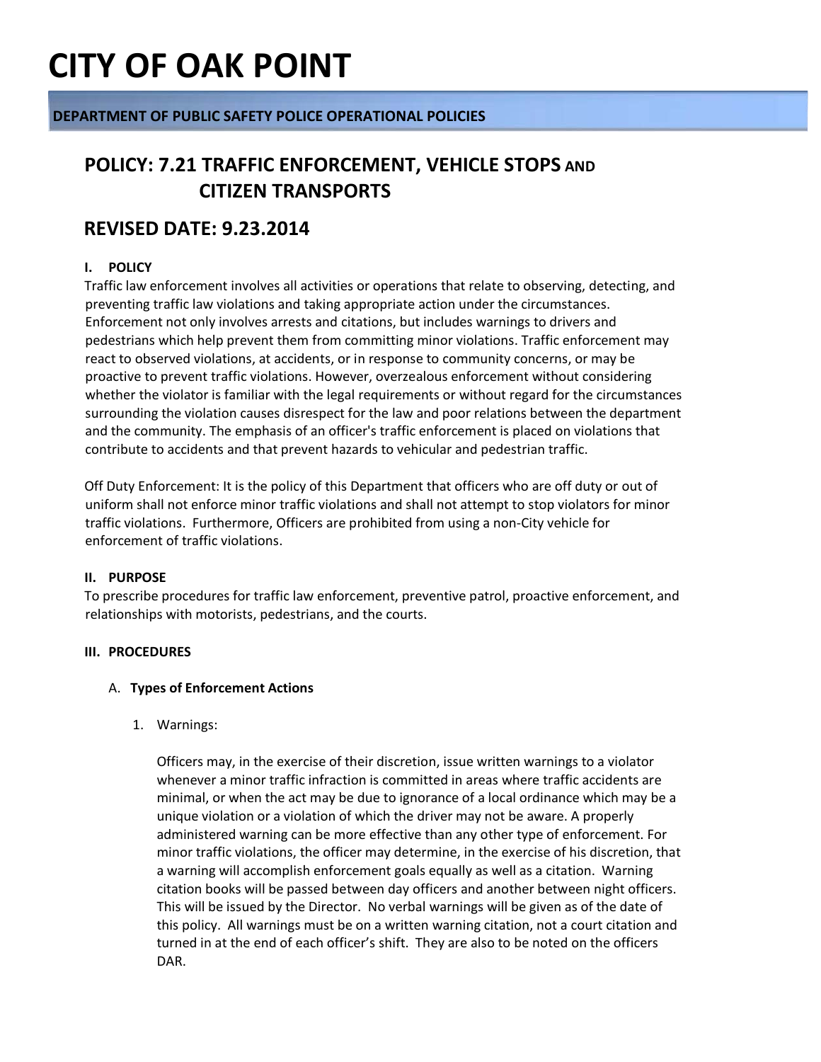# CITY OF OAK POINT

**DEPARTMENT OF PUBLIC SAFETY POLICE OPERATIONAL POLICIES**

## POLICY: 7.21 TRAFFIC ENFORCEMENT, VEHICLE STOPS AND CITIZEN TRANSPORTS

## REVISED DATE: 9.23.2014

### I. POLICY

Traffic law enforcement involves all activities or operations that relate to observing, detecting, and preventing traffic law violations and taking appropriate action under the circumstances. Enforcement not only involves arrests and citations, but includes warnings to drivers and pedestrians which help prevent them from committing minor violations. Traffic enforcement may react to observed violations, at accidents, or in response to community concerns, or may be proactive to prevent traffic violations. However, overzealous enforcement without considering whether the violator is familiar with the legal requirements or without regard for the circumstances surrounding the violation causes disrespect for the law and poor relations between the department and the community. The emphasis of an officer's traffic enforcement is placed on violations that contribute to accidents and that prevent hazards to vehicular and pedestrian traffic.

Off Duty Enforcement: It is the policy of this Department that officers who are off duty or out of uniform shall not enforce minor traffic violations and shall not attempt to stop violators for minor traffic violations. Furthermore, Officers are prohibited from using a non-City vehicle for enforcement of traffic violations.

### II. PURPOSE

To prescribe procedures for traffic law enforcement, preventive patrol, proactive enforcement, and relationships with motorists, pedestrians, and the courts.

### III. PROCEDURES

A. **Types of Enforcement Actions**

1. Warnings:

   Officers may, in the exercise of their discretion, issue written warnings to a violator whenever a minor traffic infraction is committed in areas where traffic accidents are minimal, or when the act may be due to ignorance of a local ordinance which may be a unique violation or a violation of which the driver may not be aware. A properly administered warning can be more effective than any other type of enforcement. For minor traffic violations, the officer may determine, in the exercise of his discretion, that a warning will accomplish enforcement goals equally as well as a citation. Warning citation books will be passed between day officers and another between night officers. This will be issued by the Director. No verbal warnings will be given as of the date of this policy. All warnings must be on a written warning citation, not a court citation and turned in at the end of each officer's shift. They are also to be noted on the officers DAR.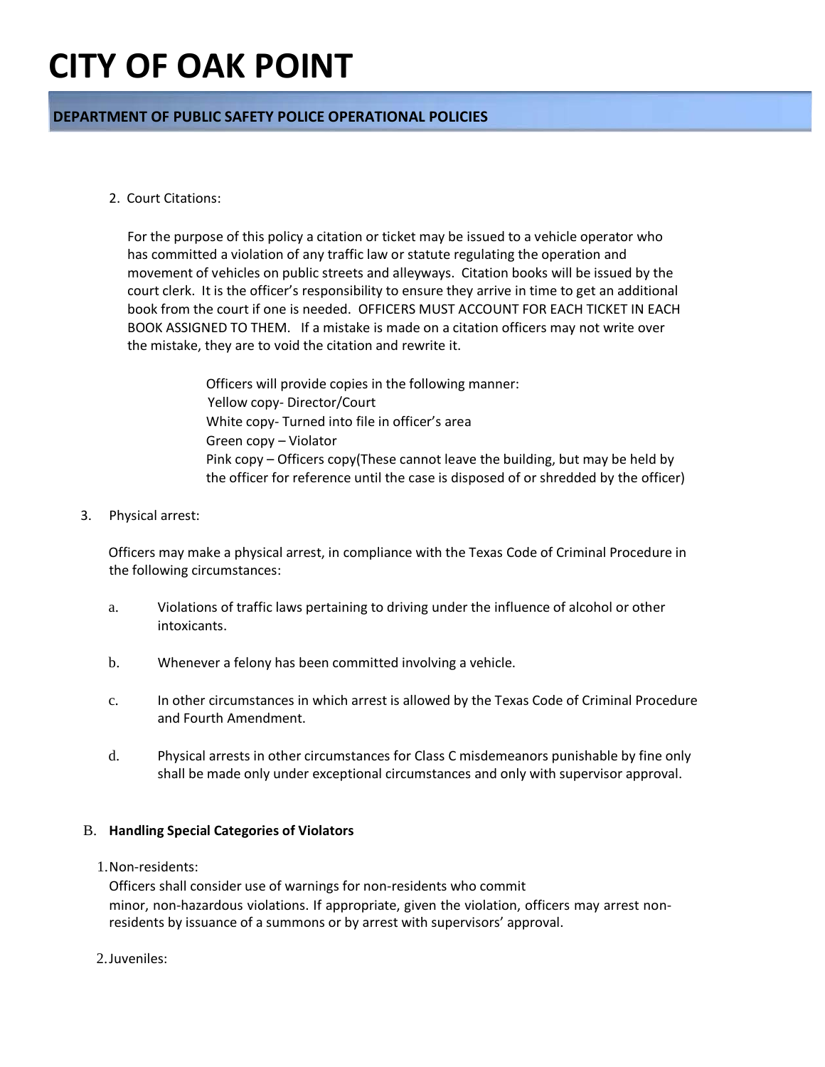2. Court Citations:

   For the purpose of this policy a citation or ticket may be issued to a vehicle operator who has committed a violation of any traffic law or statute regulating the operation and movement of vehicles on public streets and alleyways. Citation books will be issued by the court clerk. It is the officer's responsibility to ensure they arrive in time to get an additional book from the court if one is needed. OFFICERS MUST ACCOUNT FOR EACH TICKET IN EACH BOOK ASSIGNED TO THEM. If a mistake is made on a citation officers may not write over the mistake, they are to void the citation and rewrite it.

   Officers will provide copies in the following manner:
   Yellow copy- Director/Court
   White copy- Turned into file in officer's area
   Green copy – Violator
   Pink copy – Officers copy(These cannot leave the building, but may be held by the officer for reference until the case is disposed of or shredded by the officer)

3. Physical arrest:

   Officers may make a physical arrest, in compliance with the Texas Code of Criminal Procedure in the following circumstances:

   a. Violations of traffic laws pertaining to driving under the influence of alcohol or other intoxicants.

   b. Whenever a felony has been committed involving a vehicle.

   c. In other circumstances in which arrest is allowed by the Texas Code of Criminal Procedure and Fourth Amendment.

   d. Physical arrests in other circumstances for Class C misdemeanors punishable by fine only shall be made only under exceptional circumstances and only with supervisor approval.

B. **Handling Special Categories of Violators**

1. Non-residents:
   Officers shall consider use of warnings for non-residents who commit minor, non-hazardous violations. If appropriate, given the violation, officers may arrest non-residents by issuance of a summons or by arrest with supervisors' approval.

2. Juveniles: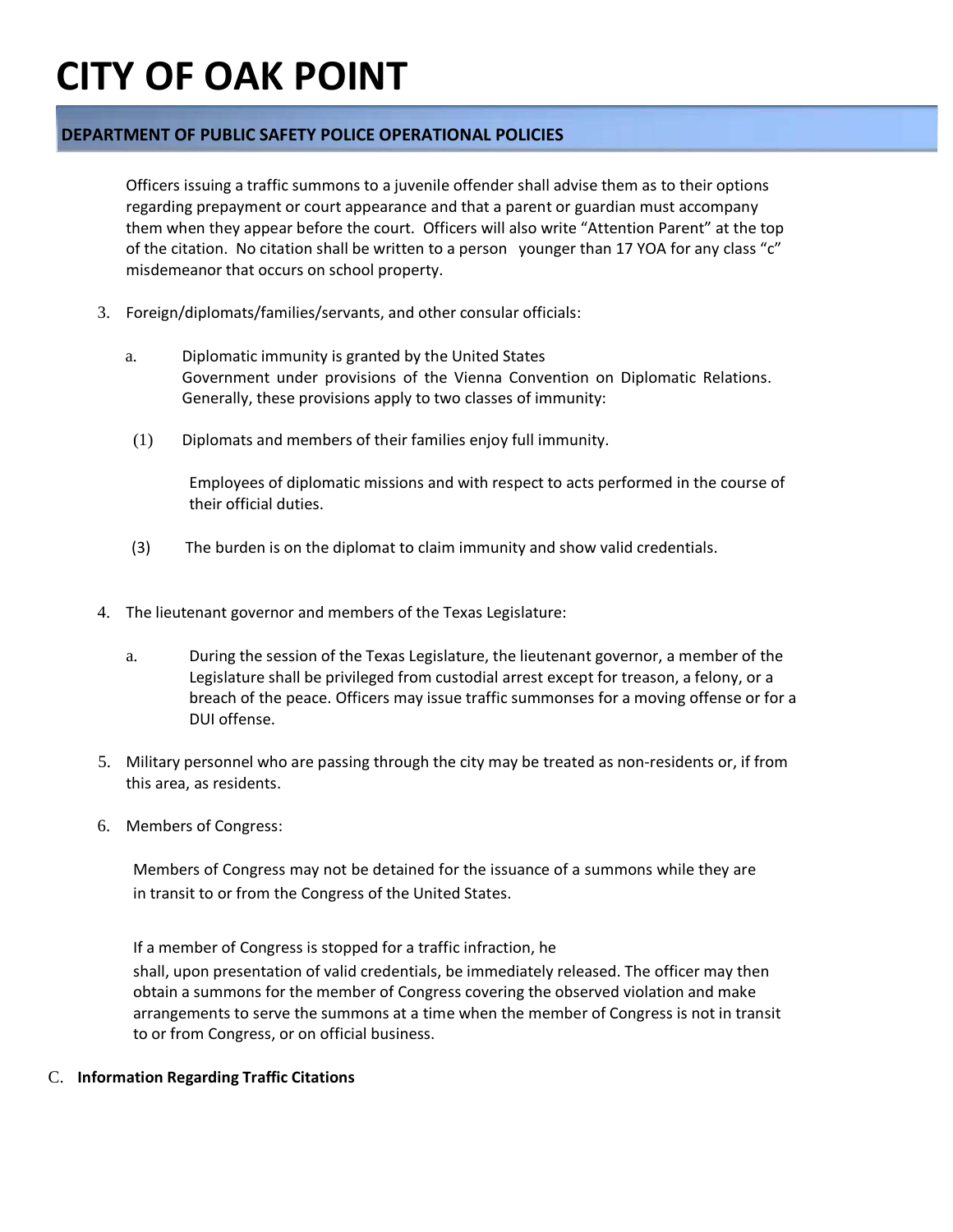Officers issuing a traffic summons to a juvenile offender shall advise them as to their options regarding prepayment or court appearance and that a parent or guardian must accompany them when they appear before the court. Officers will also write "Attention Parent" at the top of the citation. No citation shall be written to a person younger than 17 YOA for any class "c" misdemeanor that occurs on school property.

3. Foreign/diplomats/families/servants, and other consular officials:

   a. Diplomatic immunity is granted by the United States Government under provisions of the Vienna Convention on Diplomatic Relations. Generally, these provisions apply to two classes of immunity:

   (1) Diplomats and members of their families enjoy full immunity.

   Employees of diplomatic missions and with respect to acts performed in the course of their official duties.

   (3) The burden is on the diplomat to claim immunity and show valid credentials.

4. The lieutenant governor and members of the Texas Legislature:

   a. During the session of the Texas Legislature, the lieutenant governor, a member of the Legislature shall be privileged from custodial arrest except for treason, a felony, or a breach of the peace. Officers may issue traffic summonses for a moving offense or for a DUI offense.

5. Military personnel who are passing through the city may be treated as non-residents or, if from this area, as residents.

6. Members of Congress:

   Members of Congress may not be detained for the issuance of a summons while they are in transit to or from the Congress of the United States.

   If a member of Congress is stopped for a traffic infraction, he shall, upon presentation of valid credentials, be immediately released. The officer may then obtain a summons for the member of Congress covering the observed violation and make arrangements to serve the summons at a time when the member of Congress is not in transit to or from Congress, or on official business.

C. **Information Regarding Traffic Citations**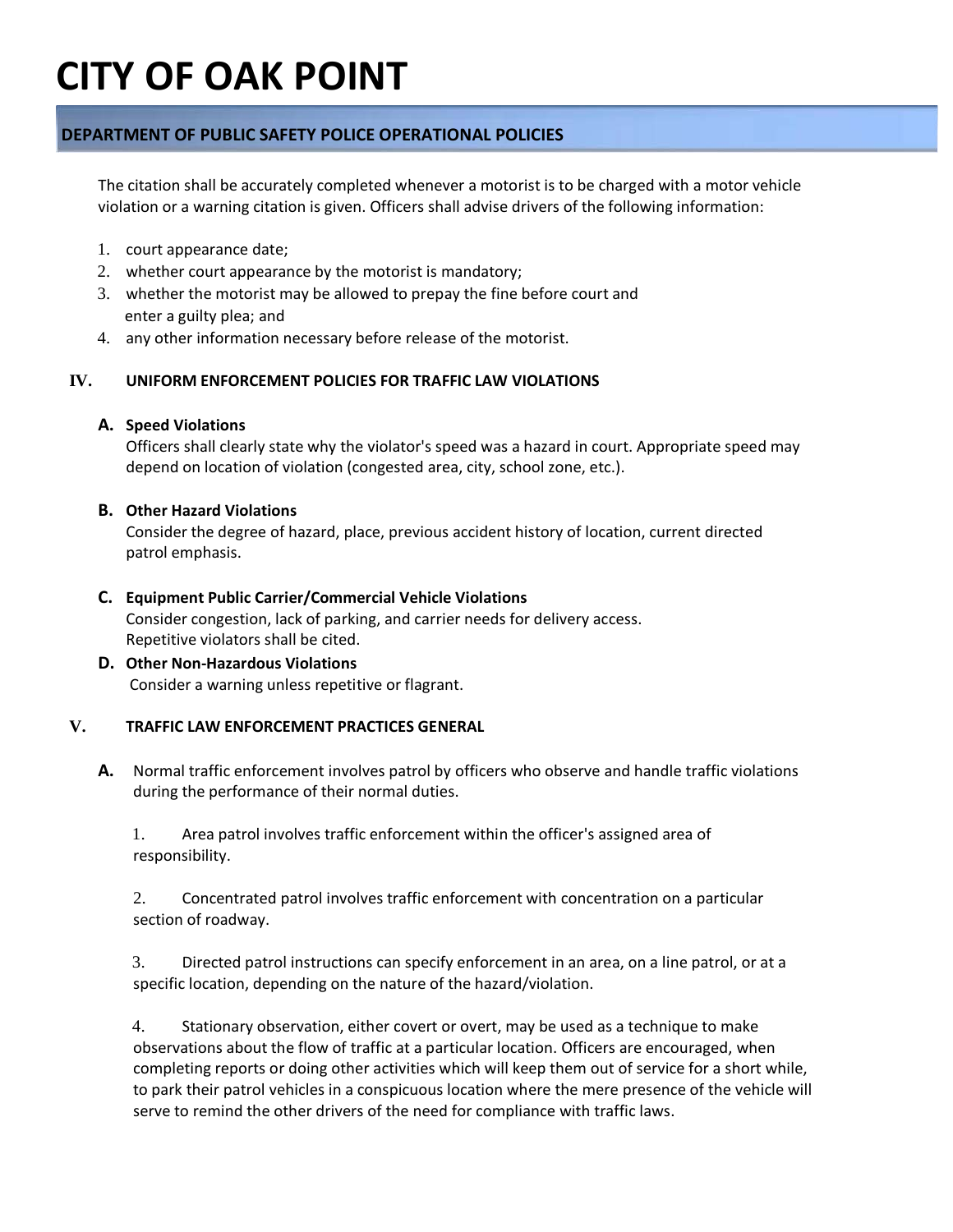The citation shall be accurately completed whenever a motorist is to be charged with a motor vehicle violation or a warning citation is given. Officers shall advise drivers of the following information:

1. court appearance date;
2. whether court appearance by the motorist is mandatory;
3. whether the motorist may be allowed to prepay the fine before court and enter a guilty plea; and
4. any other information necessary before release of the motorist.

## IV. UNIFORM ENFORCEMENT POLICIES FOR TRAFFIC LAW VIOLATIONS

**A. Speed Violations**

Officers shall clearly state why the violator's speed was a hazard in court. Appropriate speed may depend on location of violation (congested area, city, school zone, etc.).

**B. Other Hazard Violations**

Consider the degree of hazard, place, previous accident history of location, current directed patrol emphasis.

**C. Equipment Public Carrier/Commercial Vehicle Violations**

Consider congestion, lack of parking, and carrier needs for delivery access. Repetitive violators shall be cited.

**D. Other Non-Hazardous Violations**

Consider a warning unless repetitive or flagrant.

## V. TRAFFIC LAW ENFORCEMENT PRACTICES GENERAL

**A.** Normal traffic enforcement involves patrol by officers who observe and handle traffic violations during the performance of their normal duties.

1. Area patrol involves traffic enforcement within the officer's assigned area of responsibility.

2. Concentrated patrol involves traffic enforcement with concentration on a particular section of roadway.

3. Directed patrol instructions can specify enforcement in an area, on a line patrol, or at a specific location, depending on the nature of the hazard/violation.

4. Stationary observation, either covert or overt, may be used as a technique to make observations about the flow of traffic at a particular location. Officers are encouraged, when completing reports or doing other activities which will keep them out of service for a short while, to park their patrol vehicles in a conspicuous location where the mere presence of the vehicle will serve to remind the other drivers of the need for compliance with traffic laws.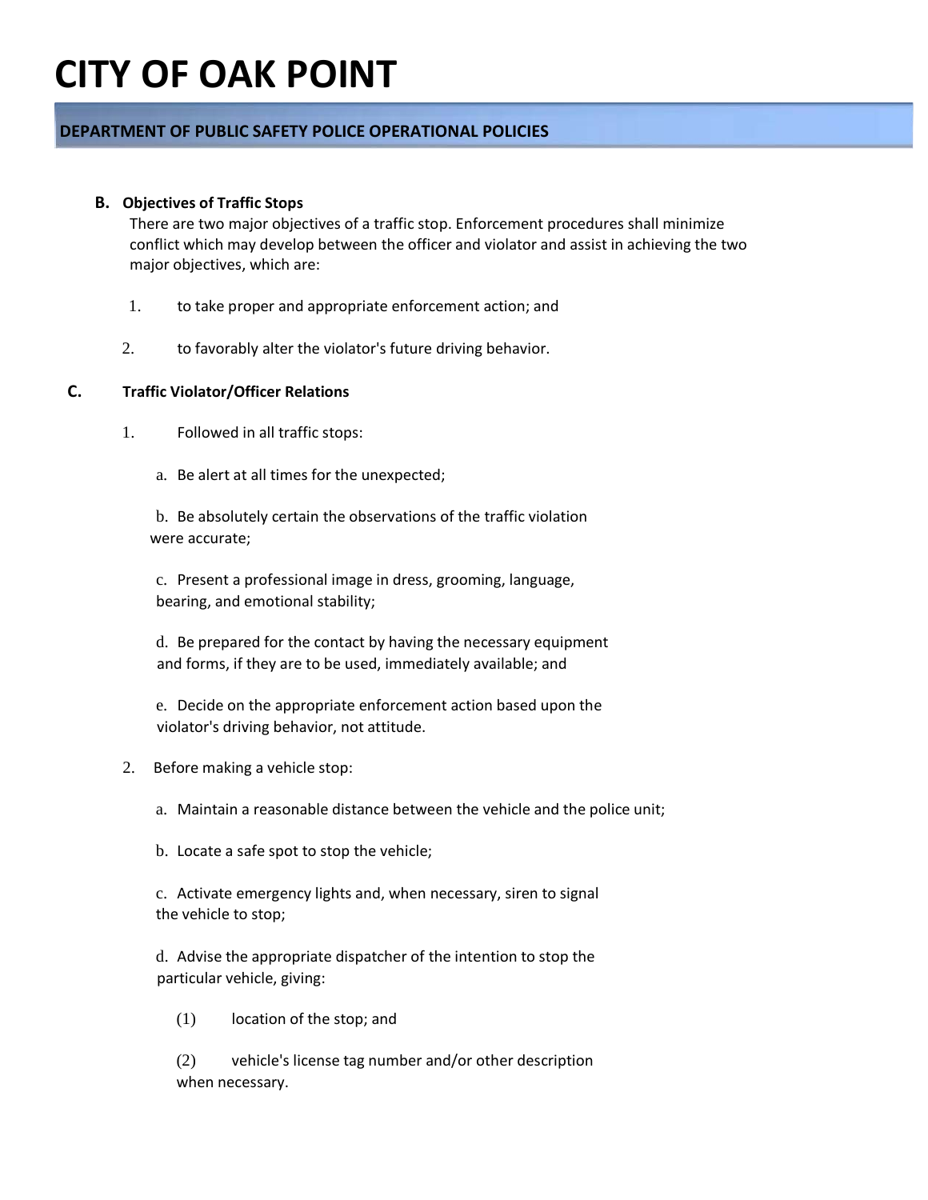# CITY OF OAK POINT

**DEPARTMENT OF PUBLIC SAFETY POLICE OPERATIONAL POLICIES**

**B. Objectives of Traffic Stops**

There are two major objectives of a traffic stop. Enforcement procedures shall minimize conflict which may develop between the officer and violator and assist in achieving the two major objectives, which are:

1. to take proper and appropriate enforcement action; and
2. to favorably alter the violator's future driving behavior.

**C. Traffic Violator/Officer Relations**

1. Followed in all traffic stops:

   a. Be alert at all times for the unexpected;

   b. Be absolutely certain the observations of the traffic violation were accurate;

   c. Present a professional image in dress, grooming, language, bearing, and emotional stability;

   d. Be prepared for the contact by having the necessary equipment and forms, if they are to be used, immediately available; and

   e. Decide on the appropriate enforcement action based upon the violator's driving behavior, not attitude.

2. Before making a vehicle stop:

   a. Maintain a reasonable distance between the vehicle and the police unit;

   b. Locate a safe spot to stop the vehicle;

   c. Activate emergency lights and, when necessary, siren to signal the vehicle to stop;

   d. Advise the appropriate dispatcher of the intention to stop the particular vehicle, giving:

      (1) location of the stop; and

      (2) vehicle's license tag number and/or other description when necessary.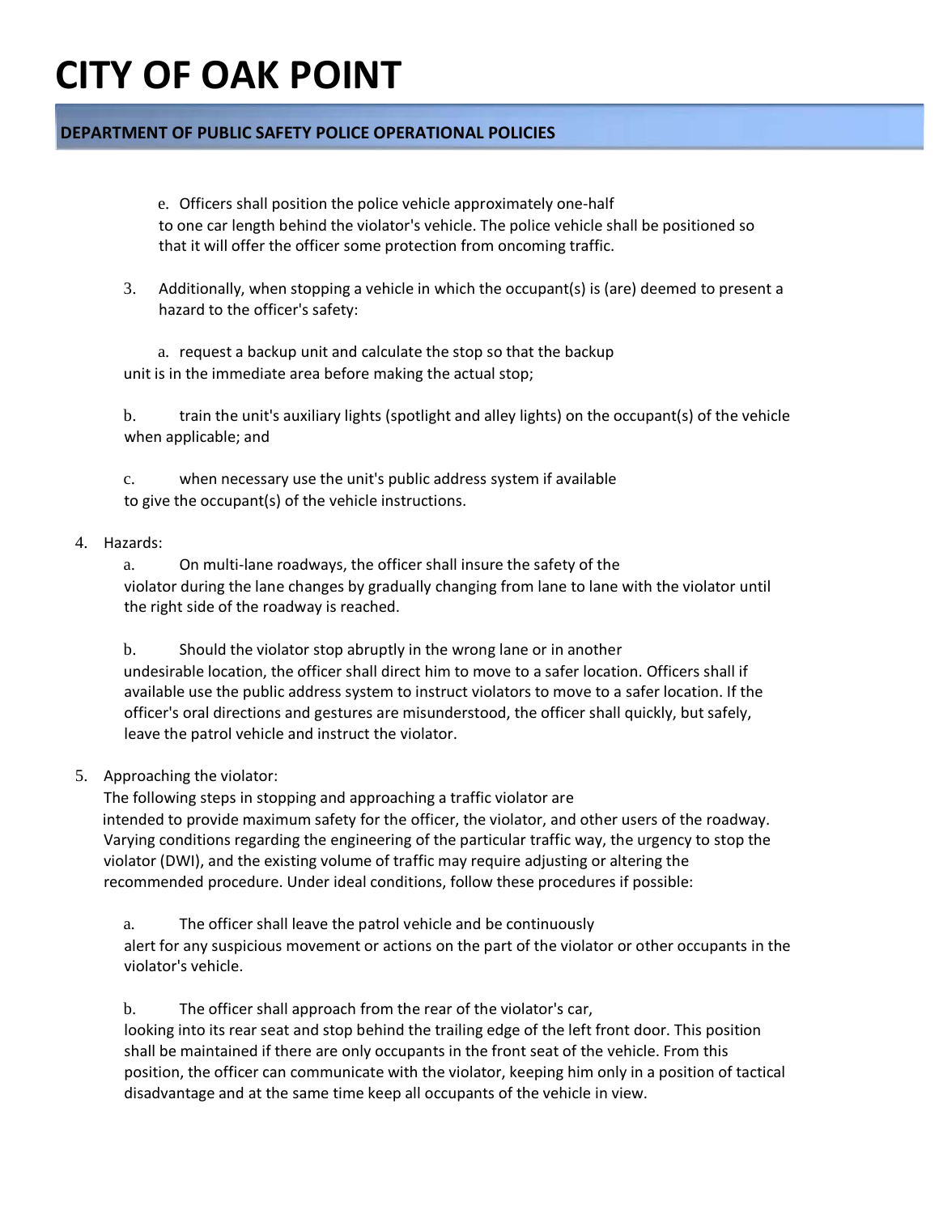e. Officers shall position the police vehicle approximately one-half to one car length behind the violator's vehicle. The police vehicle shall be positioned so that it will offer the officer some protection from oncoming traffic.

3. Additionally, when stopping a vehicle in which the occupant(s) is (are) deemed to present a hazard to the officer's safety:

   a. request a backup unit and calculate the stop so that the backup unit is in the immediate area before making the actual stop;

   b. train the unit's auxiliary lights (spotlight and alley lights) on the occupant(s) of the vehicle when applicable; and

   c. when necessary use the unit's public address system if available to give the occupant(s) of the vehicle instructions.

4. Hazards:

   a. On multi-lane roadways, the officer shall insure the safety of the violator during the lane changes by gradually changing from lane to lane with the violator until the right side of the roadway is reached.

   b. Should the violator stop abruptly in the wrong lane or in another undesirable location, the officer shall direct him to move to a safer location. Officers shall if available use the public address system to instruct violators to move to a safer location. If the officer's oral directions and gestures are misunderstood, the officer shall quickly, but safely, leave the patrol vehicle and instruct the violator.

5. Approaching the violator:

   The following steps in stopping and approaching a traffic violator are intended to provide maximum safety for the officer, the violator, and other users of the roadway. Varying conditions regarding the engineering of the particular traffic way, the urgency to stop the violator (DWI), and the existing volume of traffic may require adjusting or altering the recommended procedure. Under ideal conditions, follow these procedures if possible:

   a. The officer shall leave the patrol vehicle and be continuously alert for any suspicious movement or actions on the part of the violator or other occupants in the violator's vehicle.

   b. The officer shall approach from the rear of the violator's car, looking into its rear seat and stop behind the trailing edge of the left front door. This position shall be maintained if there are only occupants in the front seat of the vehicle. From this position, the officer can communicate with the violator, keeping him only in a position of tactical disadvantage and at the same time keep all occupants of the vehicle in view.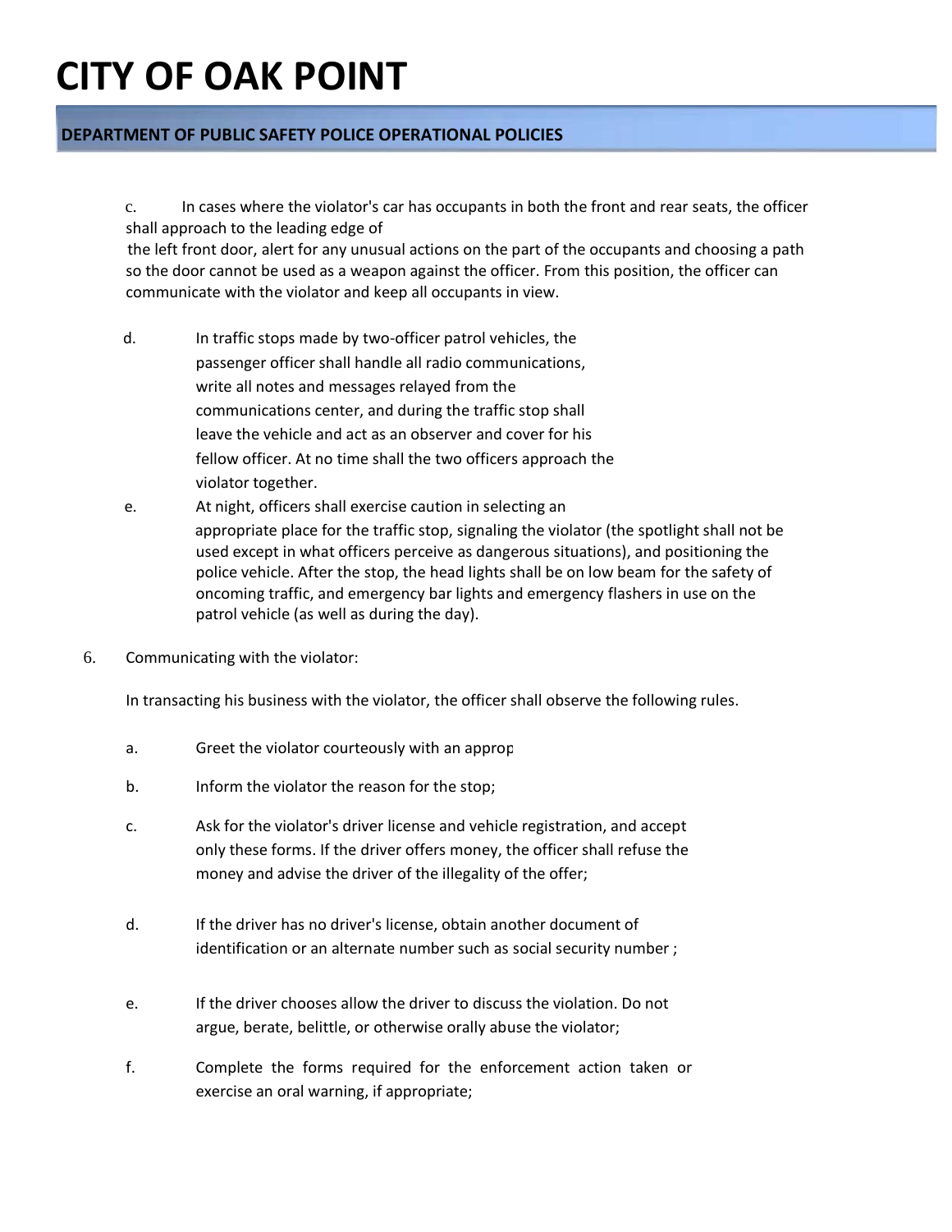c. In cases where the violator's car has occupants in both the front and rear seats, the officer shall approach to the leading edge of the left front door, alert for any unusual actions on the part of the occupants and choosing a path so the door cannot be used as a weapon against the officer. From this position, the officer can communicate with the violator and keep all occupants in view.

d. In traffic stops made by two-officer patrol vehicles, the passenger officer shall handle all radio communications, write all notes and messages relayed from the communications center, and during the traffic stop shall leave the vehicle and act as an observer and cover for his fellow officer. At no time shall the two officers approach the violator together.

e. At night, officers shall exercise caution in selecting an appropriate place for the traffic stop, signaling the violator (the spotlight shall not be used except in what officers perceive as dangerous situations), and positioning the police vehicle. After the stop, the head lights shall be on low beam for the safety of oncoming traffic, and emergency bar lights and emergency flashers in use on the patrol vehicle (as well as during the day).

6. Communicating with the violator:

In transacting his business with the violator, the officer shall observe the following rules.

a. Greet the violator courteously with an approp

b. Inform the violator the reason for the stop;

c. Ask for the violator's driver license and vehicle registration, and accept only these forms. If the driver offers money, the officer shall refuse the money and advise the driver of the illegality of the offer;

d. If the driver has no driver's license, obtain another document of identification or an alternate number such as social security number ;

e. If the driver chooses allow the driver to discuss the violation. Do not argue, berate, belittle, or otherwise orally abuse the violator;

f. Complete the forms required for the enforcement action taken or exercise an oral warning, if appropriate;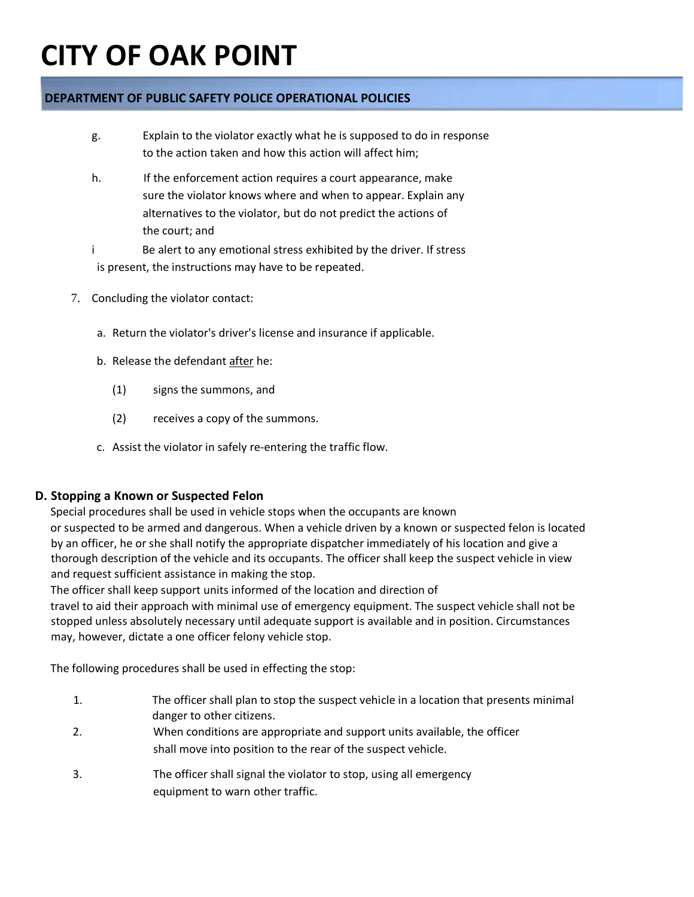g. Explain to the violator exactly what he is supposed to do in response to the action taken and how this action will affect him;

h. If the enforcement action requires a court appearance, make sure the violator knows where and when to appear. Explain any alternatives to the violator, but do not predict the actions of the court; and

i Be alert to any emotional stress exhibited by the driver. If stress is present, the instructions may have to be repeated.

7. Concluding the violator contact:

   a. Return the violator's driver's license and insurance if applicable.

   b. Release the defendant after he:

      (1) signs the summons, and

      (2) receives a copy of the summons.

   c. Assist the violator in safely re-entering the traffic flow.

### D. Stopping a Known or Suspected Felon

Special procedures shall be used in vehicle stops when the occupants are known or suspected to be armed and dangerous. When a vehicle driven by a known or suspected felon is located by an officer, he or she shall notify the appropriate dispatcher immediately of his location and give a thorough description of the vehicle and its occupants. The officer shall keep the suspect vehicle in view and request sufficient assistance in making the stop.

The officer shall keep support units informed of the location and direction of travel to aid their approach with minimal use of emergency equipment. The suspect vehicle shall not be stopped unless absolutely necessary until adequate support is available and in position. Circumstances may, however, dictate a one officer felony vehicle stop.

The following procedures shall be used in effecting the stop:

1. The officer shall plan to stop the suspect vehicle in a location that presents minimal danger to other citizens.
2. When conditions are appropriate and support units available, the officer shall move into position to the rear of the suspect vehicle.
3. The officer shall signal the violator to stop, using all emergency equipment to warn other traffic.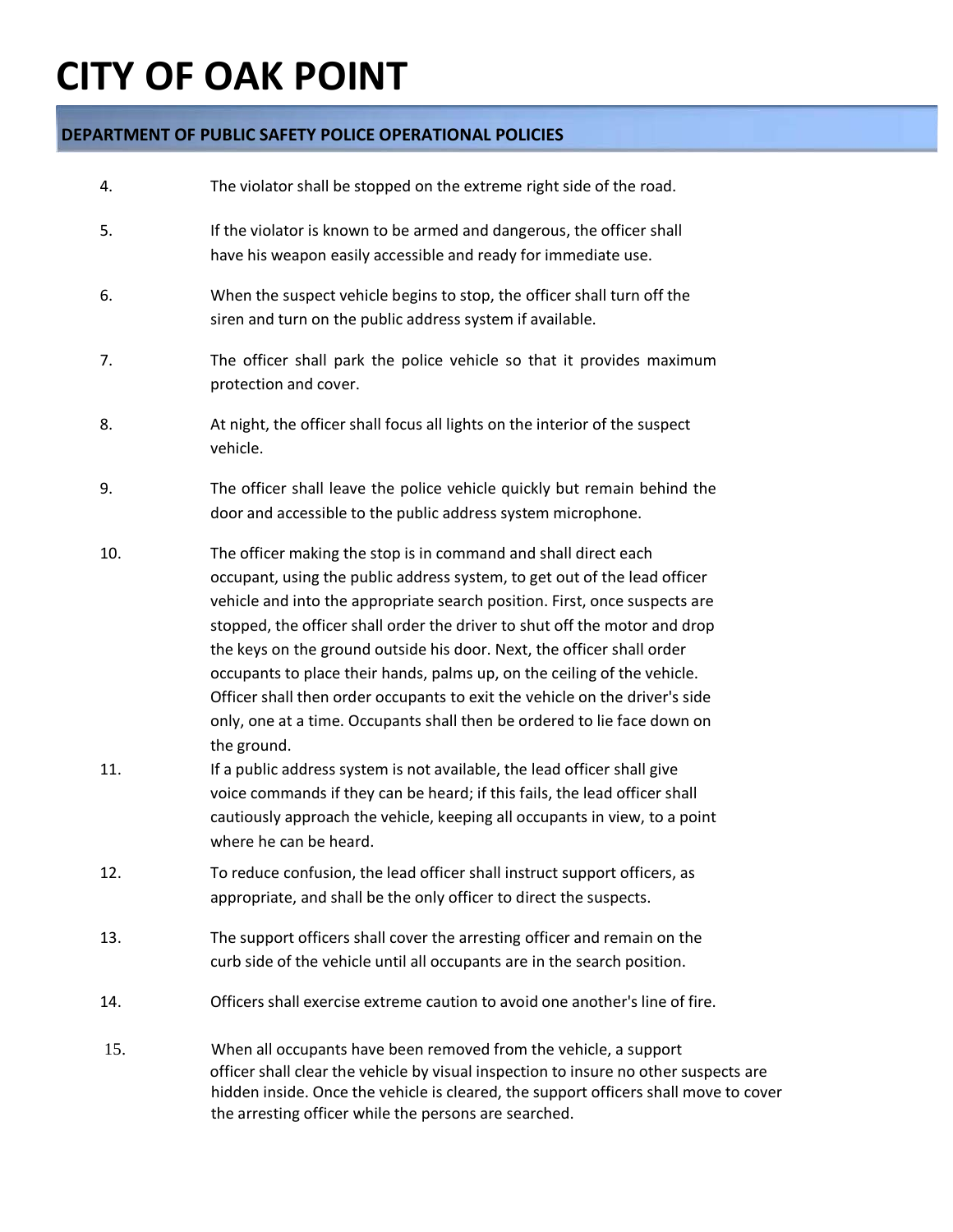# CITY OF OAK POINT

## DEPARTMENT OF PUBLIC SAFETY POLICE OPERATIONAL POLICIES

4. The violator shall be stopped on the extreme right side of the road.

5. If the violator is known to be armed and dangerous, the officer shall have his weapon easily accessible and ready for immediate use.

6. When the suspect vehicle begins to stop, the officer shall turn off the siren and turn on the public address system if available.

7. The officer shall park the police vehicle so that it provides maximum protection and cover.

8. At night, the officer shall focus all lights on the interior of the suspect vehicle.

9. The officer shall leave the police vehicle quickly but remain behind the door and accessible to the public address system microphone.

10. The officer making the stop is in command and shall direct each occupant, using the public address system, to get out of the lead officer vehicle and into the appropriate search position. First, once suspects are stopped, the officer shall order the driver to shut off the motor and drop the keys on the ground outside his door. Next, the officer shall order occupants to place their hands, palms up, on the ceiling of the vehicle. Officer shall then order occupants to exit the vehicle on the driver's side only, one at a time. Occupants shall then be ordered to lie face down on the ground.

11. If a public address system is not available, the lead officer shall give voice commands if they can be heard; if this fails, the lead officer shall cautiously approach the vehicle, keeping all occupants in view, to a point where he can be heard.

12. To reduce confusion, the lead officer shall instruct support officers, as appropriate, and shall be the only officer to direct the suspects.

13. The support officers shall cover the arresting officer and remain on the curb side of the vehicle until all occupants are in the search position.

14. Officers shall exercise extreme caution to avoid one another's line of fire.

15. When all occupants have been removed from the vehicle, a support officer shall clear the vehicle by visual inspection to insure no other suspects are hidden inside. Once the vehicle is cleared, the support officers shall move to cover the arresting officer while the persons are searched.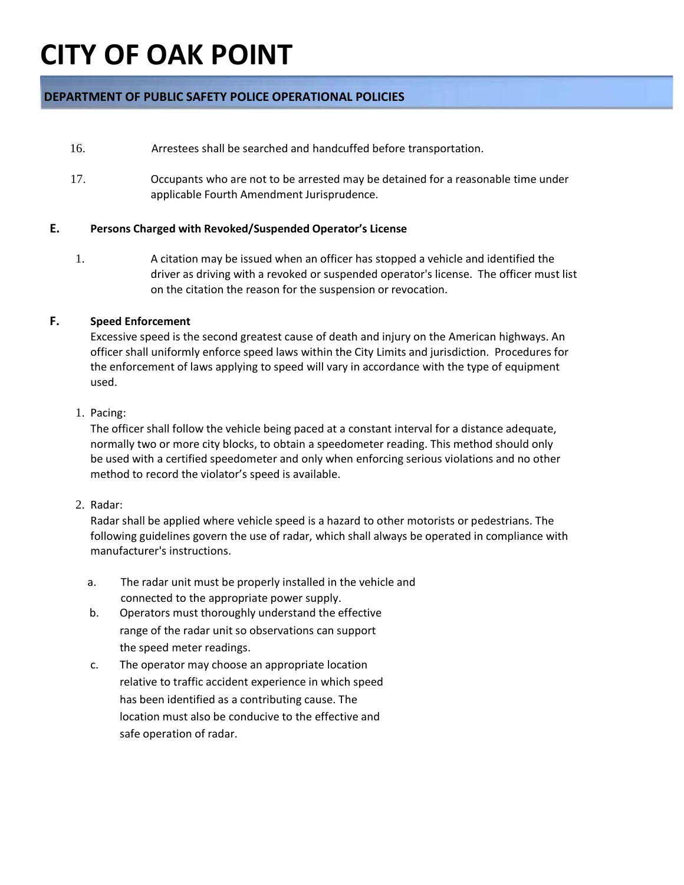16. Arrestees shall be searched and handcuffed before transportation.

17. Occupants who are not to be arrested may be detained for a reasonable time under applicable Fourth Amendment Jurisprudence.

**E. Persons Charged with Revoked/Suspended Operator's License**

1. A citation may be issued when an officer has stopped a vehicle and identified the driver as driving with a revoked or suspended operator's license. The officer must list on the citation the reason for the suspension or revocation.

**F. Speed Enforcement**

Excessive speed is the second greatest cause of death and injury on the American highways. An officer shall uniformly enforce speed laws within the City Limits and jurisdiction. Procedures for the enforcement of laws applying to speed will vary in accordance with the type of equipment used.

1. Pacing:
   The officer shall follow the vehicle being paced at a constant interval for a distance adequate, normally two or more city blocks, to obtain a speedometer reading. This method should only be used with a certified speedometer and only when enforcing serious violations and no other method to record the violator's speed is available.

2. Radar:
   Radar shall be applied where vehicle speed is a hazard to other motorists or pedestrians. The following guidelines govern the use of radar, which shall always be operated in compliance with manufacturer's instructions.

   a. The radar unit must be properly installed in the vehicle and connected to the appropriate power supply.
   b. Operators must thoroughly understand the effective range of the radar unit so observations can support the speed meter readings.
   c. The operator may choose an appropriate location relative to traffic accident experience in which speed has been identified as a contributing cause. The location must also be conducive to the effective and safe operation of radar.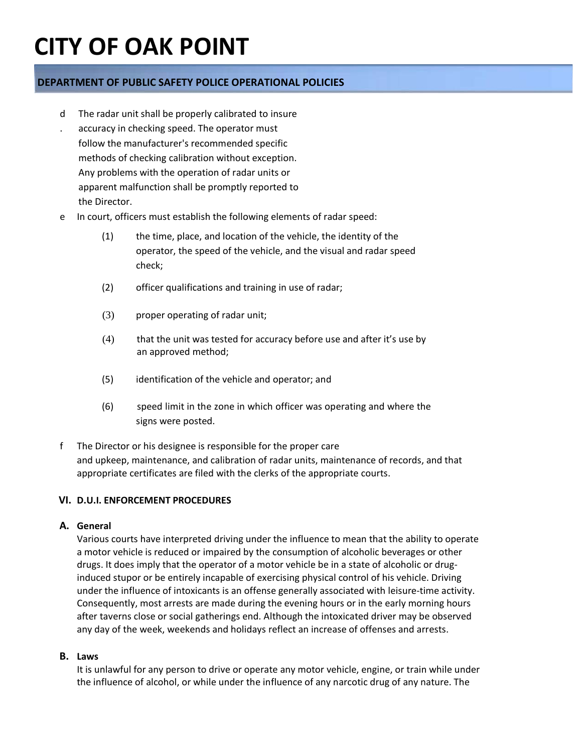d. The radar unit shall be properly calibrated to insure accuracy in checking speed. The operator must follow the manufacturer's recommended specific methods of checking calibration without exception. Any problems with the operation of radar units or apparent malfunction shall be promptly reported to the Director.

e. In court, officers must establish the following elements of radar speed:

   (1) the time, place, and location of the vehicle, the identity of the operator, the speed of the vehicle, and the visual and radar speed check;

   (2) officer qualifications and training in use of radar;

   (3) proper operating of radar unit;

   (4) that the unit was tested for accuracy before use and after it's use by an approved method;

   (5) identification of the vehicle and operator; and

   (6) speed limit in the zone in which officer was operating and where the signs were posted.

f. The Director or his designee is responsible for the proper care and upkeep, maintenance, and calibration of radar units, maintenance of records, and that appropriate certificates are filed with the clerks of the appropriate courts.

## VI. D.U.I. ENFORCEMENT PROCEDURES

### A. General

Various courts have interpreted driving under the influence to mean that the ability to operate a motor vehicle is reduced or impaired by the consumption of alcoholic beverages or other drugs. It does imply that the operator of a motor vehicle be in a state of alcoholic or drug-induced stupor or be entirely incapable of exercising physical control of his vehicle. Driving under the influence of intoxicants is an offense generally associated with leisure-time activity. Consequently, most arrests are made during the evening hours or in the early morning hours after taverns close or social gatherings end. Although the intoxicated driver may be observed any day of the week, weekends and holidays reflect an increase of offenses and arrests.

### B. Laws

It is unlawful for any person to drive or operate any motor vehicle, engine, or train while under the influence of alcohol, or while under the influence of any narcotic drug of any nature. The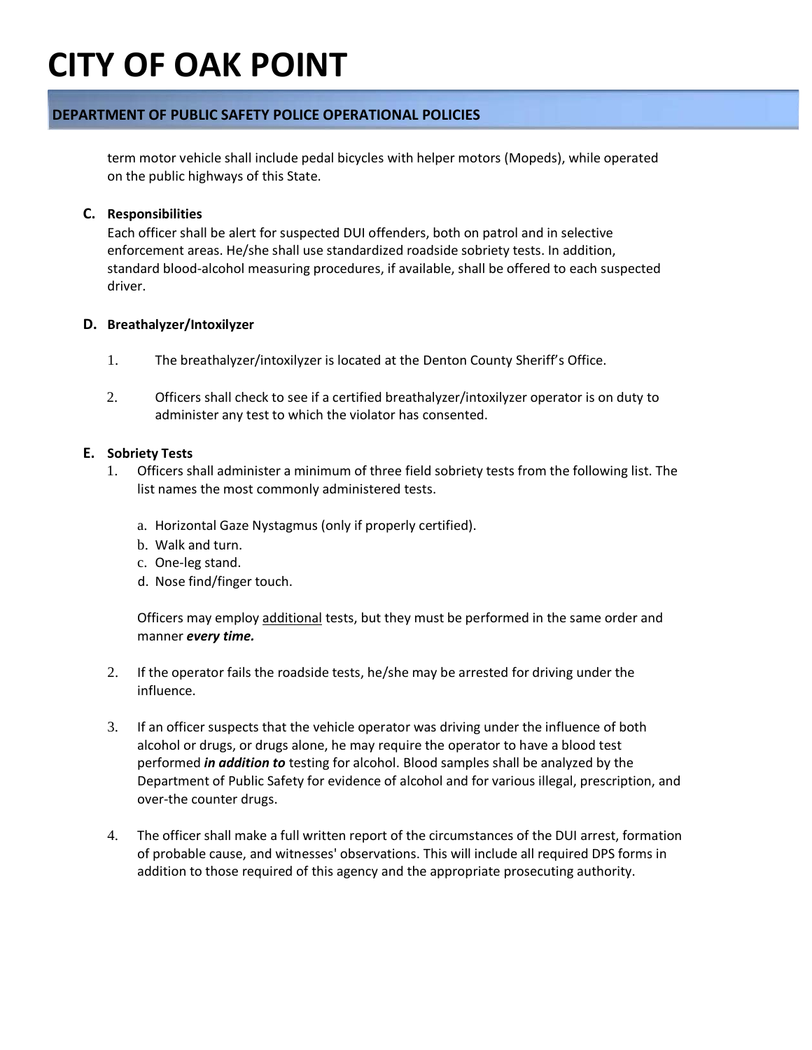term motor vehicle shall include pedal bicycles with helper motors (Mopeds), while operated on the public highways of this State.

### C. Responsibilities

Each officer shall be alert for suspected DUI offenders, both on patrol and in selective enforcement areas. He/she shall use standardized roadside sobriety tests. In addition, standard blood-alcohol measuring procedures, if available, shall be offered to each suspected driver.

### D. Breathalyzer/Intoxilyzer

1. The breathalyzer/intoxilyzer is located at the Denton County Sheriff's Office.

2. Officers shall check to see if a certified breathalyzer/intoxilyzer operator is on duty to administer any test to which the violator has consented.

### E. Sobriety Tests

1. Officers shall administer a minimum of three field sobriety tests from the following list. The list names the most commonly administered tests.

   a. Horizontal Gaze Nystagmus (only if properly certified).
   b. Walk and turn.
   c. One-leg stand.
   d. Nose find/finger touch.

   Officers may employ additional tests, but they must be performed in the same order and manner ***every time.***

2. If the operator fails the roadside tests, he/she may be arrested for driving under the influence.

3. If an officer suspects that the vehicle operator was driving under the influence of both alcohol or drugs, or drugs alone, he may require the operator to have a blood test performed ***in addition to*** testing for alcohol. Blood samples shall be analyzed by the Department of Public Safety for evidence of alcohol and for various illegal, prescription, and over-the counter drugs.

4. The officer shall make a full written report of the circumstances of the DUI arrest, formation of probable cause, and witnesses' observations. This will include all required DPS forms in addition to those required of this agency and the appropriate prosecuting authority.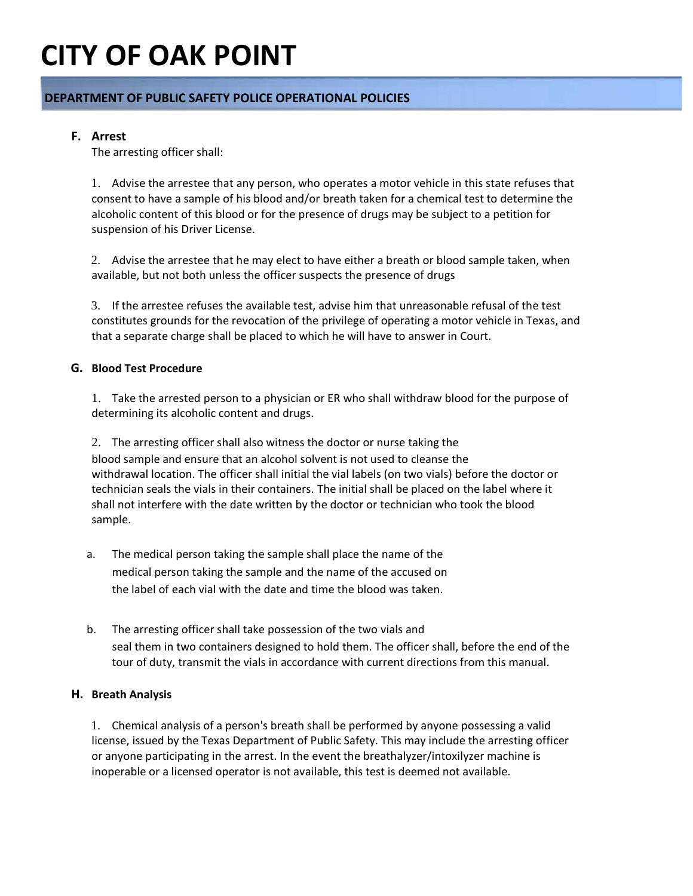**F. Arrest**

The arresting officer shall:

1. Advise the arrestee that any person, who operates a motor vehicle in this state refuses that consent to have a sample of his blood and/or breath taken for a chemical test to determine the alcoholic content of this blood or for the presence of drugs may be subject to a petition for suspension of his Driver License.

2. Advise the arrestee that he may elect to have either a breath or blood sample taken, when available, but not both unless the officer suspects the presence of drugs

3. If the arrestee refuses the available test, advise him that unreasonable refusal of the test constitutes grounds for the revocation of the privilege of operating a motor vehicle in Texas, and that a separate charge shall be placed to which he will have to answer in Court.

**G. Blood Test Procedure**

1. Take the arrested person to a physician or ER who shall withdraw blood for the purpose of determining its alcoholic content and drugs.

2. The arresting officer shall also witness the doctor or nurse taking the blood sample and ensure that an alcohol solvent is not used to cleanse the withdrawal location. The officer shall initial the vial labels (on two vials) before the doctor or technician seals the vials in their containers. The initial shall be placed on the label where it shall not interfere with the date written by the doctor or technician who took the blood sample.

a. The medical person taking the sample shall place the name of the medical person taking the sample and the name of the accused on the label of each vial with the date and time the blood was taken.

b. The arresting officer shall take possession of the two vials and seal them in two containers designed to hold them. The officer shall, before the end of the tour of duty, transmit the vials in accordance with current directions from this manual.

**H. Breath Analysis**

1. Chemical analysis of a person's breath shall be performed by anyone possessing a valid license, issued by the Texas Department of Public Safety. This may include the arresting officer or anyone participating in the arrest. In the event the breathalyzer/intoxilyzer machine is inoperable or a licensed operator is not available, this test is deemed not available.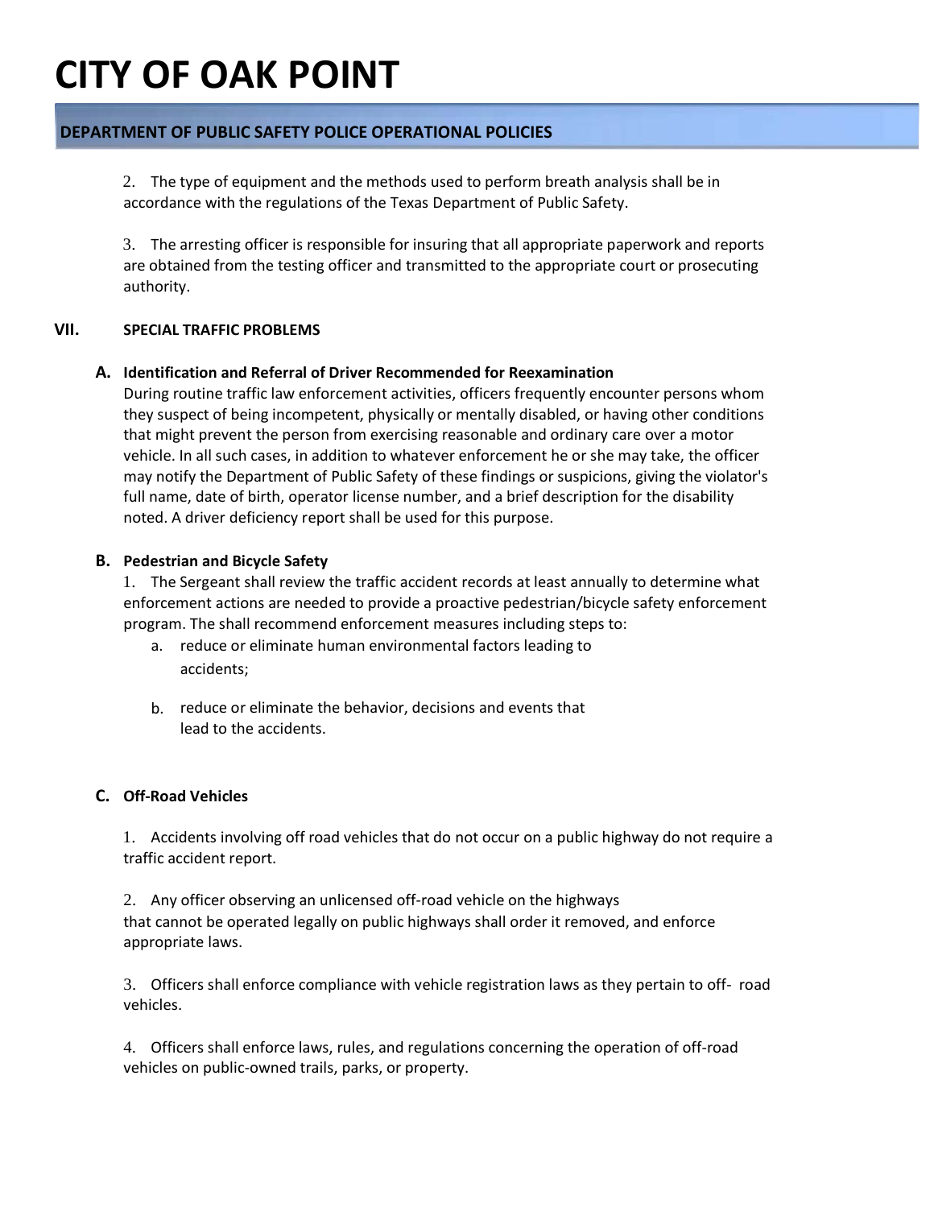2. The type of equipment and the methods used to perform breath analysis shall be in accordance with the regulations of the Texas Department of Public Safety.

3. The arresting officer is responsible for insuring that all appropriate paperwork and reports are obtained from the testing officer and transmitted to the appropriate court or prosecuting authority.

## VII. SPECIAL TRAFFIC PROBLEMS

### A. Identification and Referral of Driver Recommended for Reexamination

During routine traffic law enforcement activities, officers frequently encounter persons whom they suspect of being incompetent, physically or mentally disabled, or having other conditions that might prevent the person from exercising reasonable and ordinary care over a motor vehicle. In all such cases, in addition to whatever enforcement he or she may take, the officer may notify the Department of Public Safety of these findings or suspicions, giving the violator's full name, date of birth, operator license number, and a brief description for the disability noted. A driver deficiency report shall be used for this purpose.

### B. Pedestrian and Bicycle Safety

1. The Sergeant shall review the traffic accident records at least annually to determine what enforcement actions are needed to provide a proactive pedestrian/bicycle safety enforcement program. The shall recommend enforcement measures including steps to:

   a. reduce or eliminate human environmental factors leading to accidents;

   b. reduce or eliminate the behavior, decisions and events that lead to the accidents.

### C. Off-Road Vehicles

1. Accidents involving off road vehicles that do not occur on a public highway do not require a traffic accident report.

2. Any officer observing an unlicensed off-road vehicle on the highways that cannot be operated legally on public highways shall order it removed, and enforce appropriate laws.

3. Officers shall enforce compliance with vehicle registration laws as they pertain to off- road vehicles.

4. Officers shall enforce laws, rules, and regulations concerning the operation of off-road vehicles on public-owned trails, parks, or property.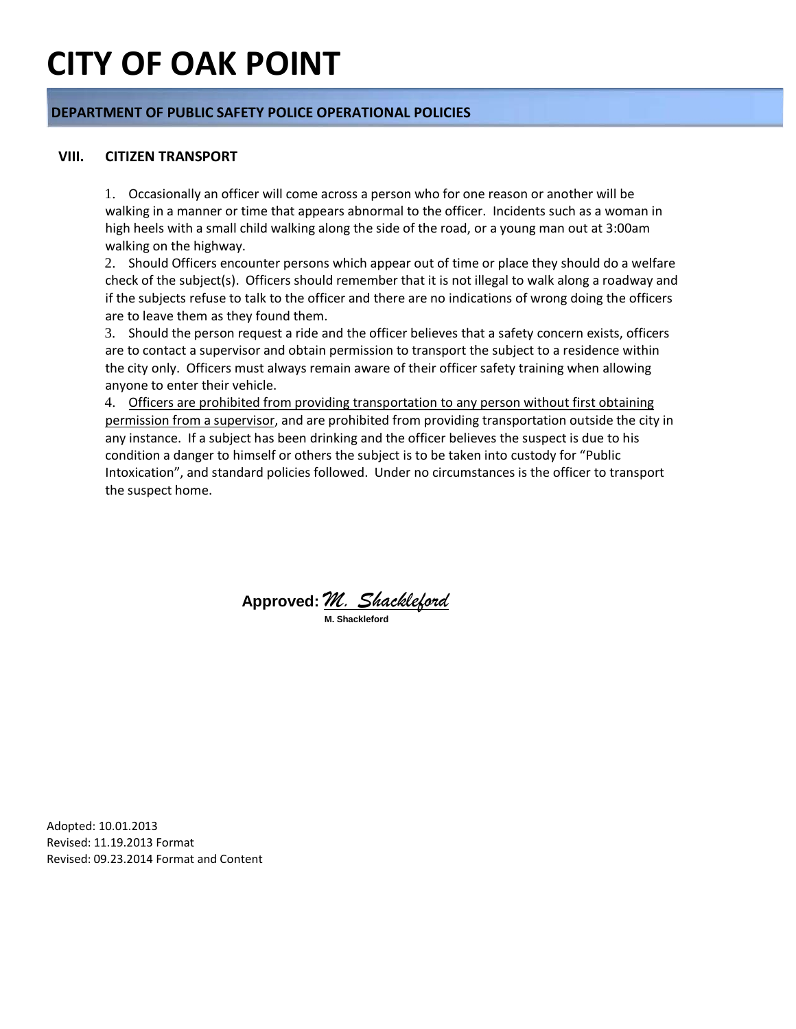# CITY OF OAK POINT

## DEPARTMENT OF PUBLIC SAFETY POLICE OPERATIONAL POLICIES

### VIII. CITIZEN TRANSPORT

1. Occasionally an officer will come across a person who for one reason or another will be walking in a manner or time that appears abnormal to the officer. Incidents such as a woman in high heels with a small child walking along the side of the road, or a young man out at 3:00am walking on the highway.
2. Should Officers encounter persons which appear out of time or place they should do a welfare check of the subject(s). Officers should remember that it is not illegal to walk along a roadway and if the subjects refuse to talk to the officer and there are no indications of wrong doing the officers are to leave them as they found them.
3. Should the person request a ride and the officer believes that a safety concern exists, officers are to contact a supervisor and obtain permission to transport the subject to a residence within the city only. Officers must always remain aware of their officer safety training when allowing anyone to enter their vehicle.
4. <u>Officers are prohibited from providing transportation to any person without first obtaining permission from a supervisor</u>, and are prohibited from providing transportation outside the city in any instance. If a subject has been drinking and the officer believes the suspect is due to his condition a danger to himself or others the subject is to be taken into custody for "Public Intoxication", and standard policies followed. Under no circumstances is the officer to transport the suspect home.

**Approved:** *M. Shackleford*
M. Shackleford

Adopted: 10.01.2013
Revised: 11.19.2013 Format
Revised: 09.23.2014 Format and Content